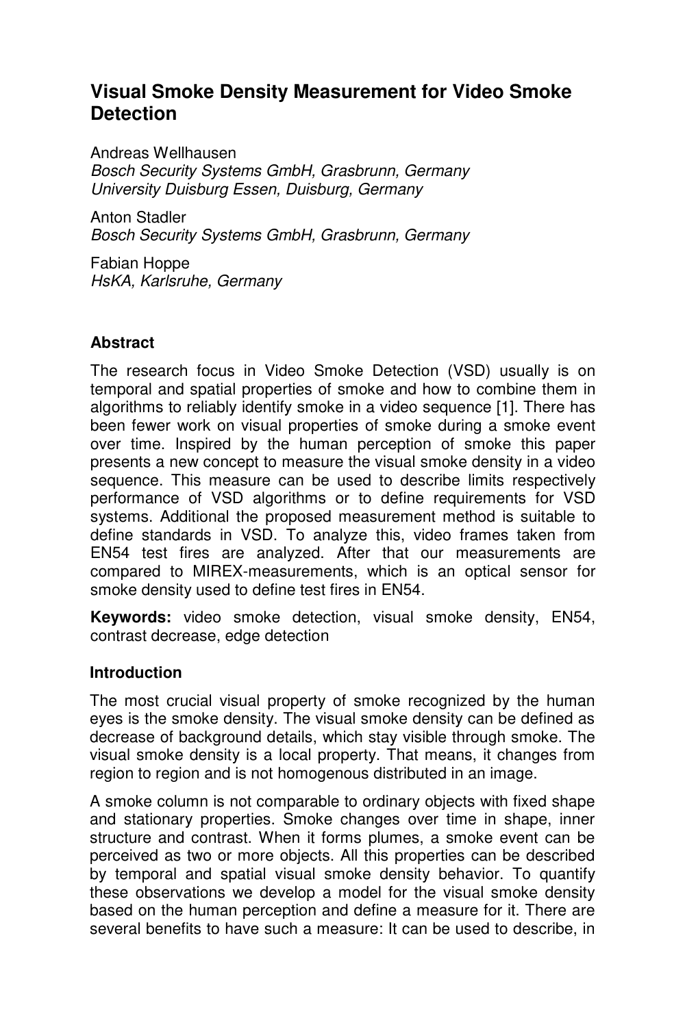# Visual Smoke Density Measurement for Video Smoke Detection

Andreas Wellhausen
*Bosch Security Systems GmbH, Grasbrunn, Germany*
*University Duisburg Essen, Duisburg, Germany*

Anton Stadler
*Bosch Security Systems GmbH, Grasbrunn, Germany*

Fabian Hoppe
*HsKA, Karlsruhe, Germany*

### Abstract

The research focus in Video Smoke Detection (VSD) usually is on temporal and spatial properties of smoke and how to combine them in algorithms to reliably identify smoke in a video sequence [1]. There has been fewer work on visual properties of smoke during a smoke event over time. Inspired by the human perception of smoke this paper presents a new concept to measure the visual smoke density in a video sequence. This measure can be used to describe limits respectively performance of VSD algorithms or to define requirements for VSD systems. Additional the proposed measurement method is suitable to define standards in VSD. To analyze this, video frames taken from EN54 test fires are analyzed. After that our measurements are compared to MIREX-measurements, which is an optical sensor for smoke density used to define test fires in EN54.

**Keywords:** video smoke detection, visual smoke density, EN54, contrast decrease, edge detection

### Introduction

The most crucial visual property of smoke recognized by the human eyes is the smoke density. The visual smoke density can be defined as decrease of background details, which stay visible through smoke. The visual smoke density is a local property. That means, it changes from region to region and is not homogenous distributed in an image.

A smoke column is not comparable to ordinary objects with fixed shape and stationary properties. Smoke changes over time in shape, inner structure and contrast. When it forms plumes, a smoke event can be perceived as two or more objects. All this properties can be described by temporal and spatial visual smoke density behavior. To quantify these observations we develop a model for the visual smoke density based on the human perception and define a measure for it. There are several benefits to have such a measure: It can be used to describe, in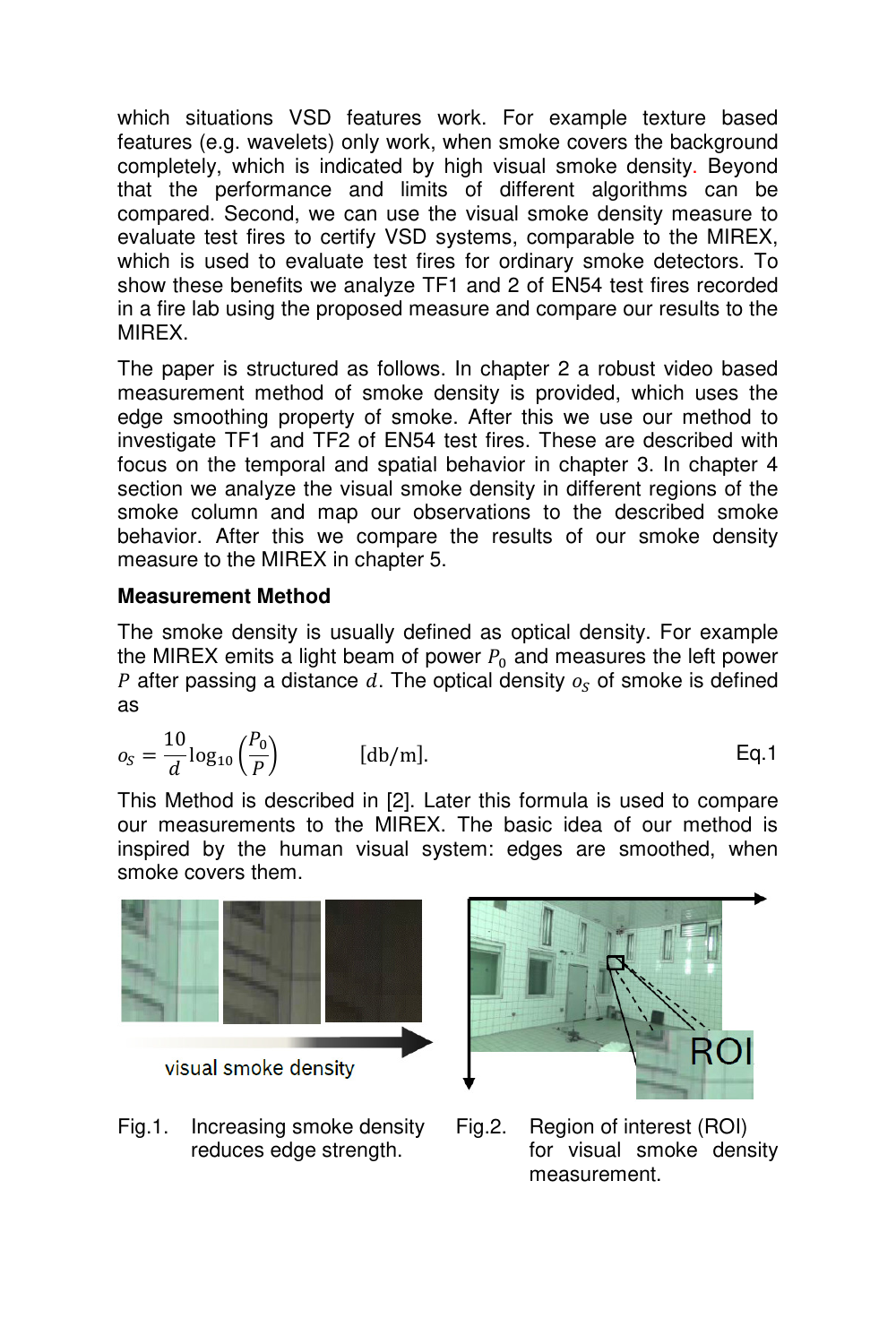which situations VSD features work. For example texture based features (e.g. wavelets) only work, when smoke covers the background completely, which is indicated by high visual smoke density. Beyond that the performance and limits of different algorithms can be compared. Second, we can use the visual smoke density measure to evaluate test fires to certify VSD systems, comparable to the MIREX, which is used to evaluate test fires for ordinary smoke detectors. To show these benefits we analyze TF1 and 2 of EN54 test fires recorded in a fire lab using the proposed measure and compare our results to the MIREX.

The paper is structured as follows. In chapter 2 a robust video based measurement method of smoke density is provided, which uses the edge smoothing property of smoke. After this we use our method to investigate TF1 and TF2 of EN54 test fires. These are described with focus on the temporal and spatial behavior in chapter 3. In chapter 4 section we analyze the visual smoke density in different regions of the smoke column and map our observations to the described smoke behavior. After this we compare the results of our smoke density measure to the MIREX in chapter 5.

## Measurement Method

The smoke density is usually defined as optical density. For example the MIREX emits a light beam of power $P_0$ and measures the left power $P$ after passing a distance $d$. The optical density $o_S$ of smoke is defined as

$$o_S = \frac{10}{d} \log_{10}\left(\frac{P_0}{P}\right) \qquad [\text{db/m}]. \qquad \text{Eq.1}$$

This Method is described in [2]. Later this formula is used to compare our measurements to the MIREX. The basic idea of our method is inspired by the human visual system: edges are smoothed, when smoke covers them.

Fig.1. Increasing smoke density reduces edge strength.

Fig.2. Region of interest (ROI) for visual smoke density measurement.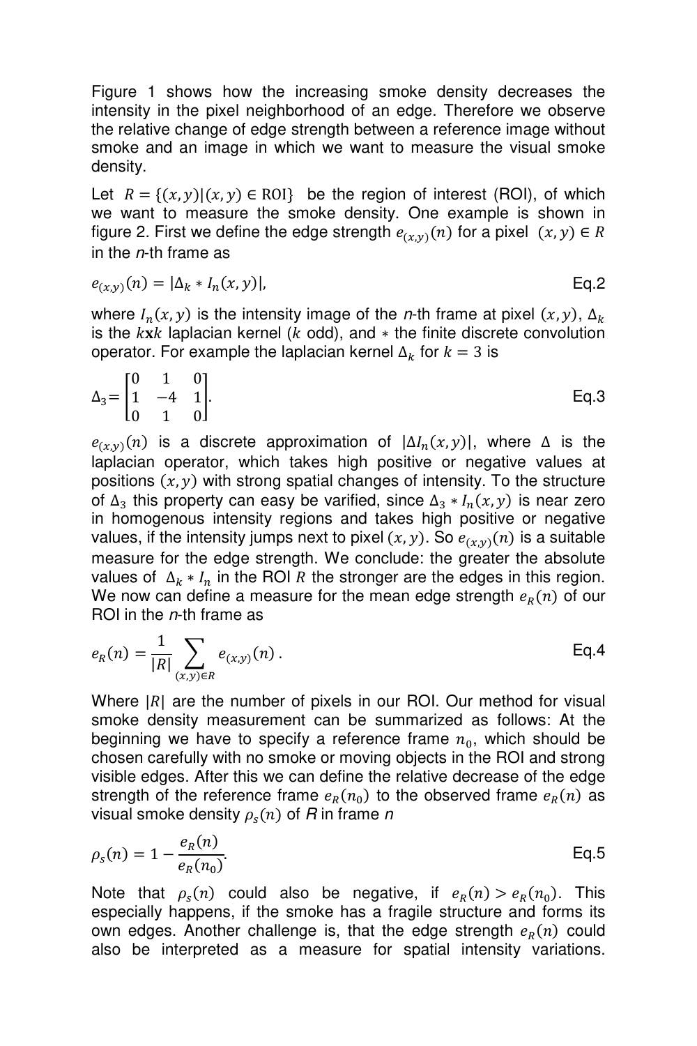Figure 1 shows how the increasing smoke density decreases the intensity in the pixel neighborhood of an edge. Therefore we observe the relative change of edge strength between a reference image without smoke and an image in which we want to measure the visual smoke density.

Let $R = \{(x, y) | (x, y) \in \mathrm{ROI}\}$ be the region of interest (ROI), of which we want to measure the smoke density. One example is shown in figure 2. First we define the edge strength $e_{(x,y)}(n)$ for a pixel $(x, y) \in R$ in the *n*-th frame as

$$e_{(x,y)}(n) = |\Delta_k * I_n(x, y)|, \qquad \text{Eq.2}$$

where $I_n(x, y)$ is the intensity image of the *n*-th frame at pixel $(x, y)$, $\Delta_k$ is the $k\mathbf{x}k$ laplacian kernel ($k$ odd), and $*$ the finite discrete convolution operator. For example the laplacian kernel $\Delta_k$ for $k = 3$ is

$$\Delta_3 = \begin{bmatrix} 0 & 1 & 0 \\ 1 & -4 & 1 \\ 0 & 1 & 0 \end{bmatrix}. \qquad \text{Eq.3}$$

$e_{(x,y)}(n)$ is a discrete approximation of $|\Delta I_n(x, y)|$, where $\Delta$ is the laplacian operator, which takes high positive or negative values at positions $(x, y)$ with strong spatial changes of intensity. To the structure of $\Delta_3$ this property can easy be varified, since $\Delta_3 * I_n(x, y)$ is near zero in homogenous intensity regions and takes high positive or negative values, if the intensity jumps next to pixel $(x, y)$. So $e_{(x,y)}(n)$ is a suitable measure for the edge strength. We conclude: the greater the absolute values of $\Delta_k * I_n$ in the ROI $R$ the stronger are the edges in this region. We now can define a measure for the mean edge strength $e_R(n)$ of our ROI in the *n*-th frame as

$$e_R(n) = \frac{1}{|R|} \sum_{(x,y) \in R} e_{(x,y)}(n) \, . \qquad \text{Eq.4}$$

Where $|R|$ are the number of pixels in our ROI. Our method for visual smoke density measurement can be summarized as follows: At the beginning we have to specify a reference frame $n_0$, which should be chosen carefully with no smoke or moving objects in the ROI and strong visible edges. After this we can define the relative decrease of the edge strength of the reference frame $e_R(n_0)$ to the observed frame $e_R(n)$ as visual smoke density $\rho_s(n)$ of *R* in frame *n*

$$\rho_s(n) = 1 - \frac{e_R(n)}{e_R(n_0)}. \qquad \text{Eq.5}$$

Note that $\rho_s(n)$ could also be negative, if $e_R(n) > e_R(n_0)$. This especially happens, if the smoke has a fragile structure and forms its own edges. Another challenge is, that the edge strength $e_R(n)$ could also be interpreted as a measure for spatial intensity variations.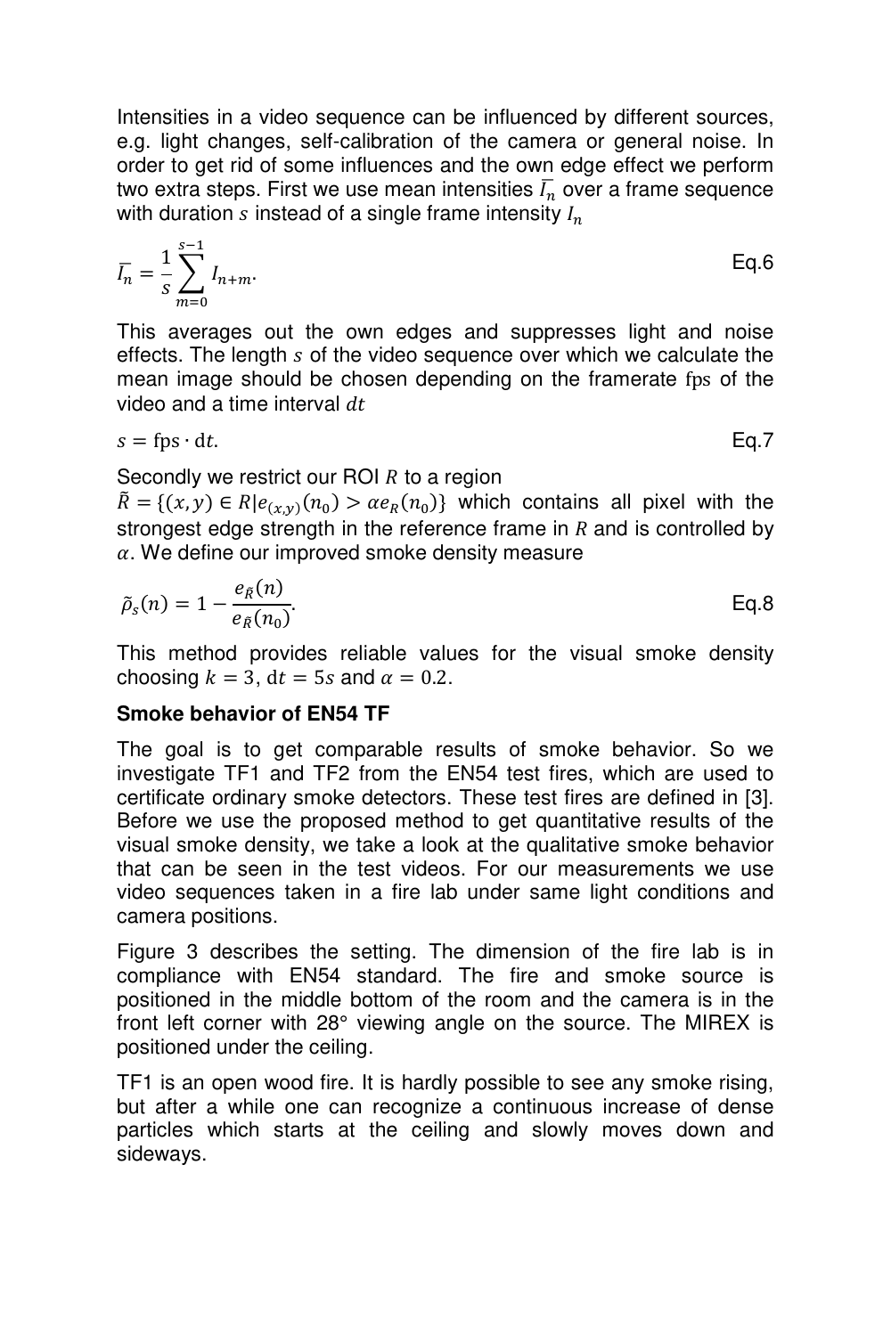Intensities in a video sequence can be influenced by different sources, e.g. light changes, self-calibration of the camera or general noise. In order to get rid of some influences and the own edge effect we perform two extra steps. First we use mean intensities $\overline{I_n}$ over a frame sequence with duration $s$ instead of a single frame intensity $I_n$

$$\overline{I_n} = \frac{1}{s}\sum_{m=0}^{s-1} I_{n+m}. \tag{Eq.6}$$

This averages out the own edges and suppresses light and noise effects. The length $s$ of the video sequence over which we calculate the mean image should be chosen depending on the framerate $\mathrm{fps}$ of the video and a time interval $dt$

$$s = \mathrm{fps} \cdot \mathrm{d}t. \tag{Eq.7}$$

Secondly we restrict our ROI $R$ to a region $\tilde{R} = \{(x, y) \in R | e_{(x,y)}(n_0) > \alpha e_R(n_0)\}$ which contains all pixel with the strongest edge strength in the reference frame in $R$ and is controlled by $\alpha$. We define our improved smoke density measure

$$\tilde{\rho}_s(n) = 1 - \frac{e_{\tilde{R}}(n)}{e_{\tilde{R}}(n_0)}. \tag{Eq.8}$$

This method provides reliable values for the visual smoke density choosing $k = 3$, $\mathrm{d}t = 5s$ and $\alpha = 0.2$.

**Smoke behavior of EN54 TF**

The goal is to get comparable results of smoke behavior. So we investigate TF1 and TF2 from the EN54 test fires, which are used to certificate ordinary smoke detectors. These test fires are defined in [3]. Before we use the proposed method to get quantitative results of the visual smoke density, we take a look at the qualitative smoke behavior that can be seen in the test videos. For our measurements we use video sequences taken in a fire lab under same light conditions and camera positions.

Figure 3 describes the setting. The dimension of the fire lab is in compliance with EN54 standard. The fire and smoke source is positioned in the middle bottom of the room and the camera is in the front left corner with 28° viewing angle on the source. The MIREX is positioned under the ceiling.

TF1 is an open wood fire. It is hardly possible to see any smoke rising, but after a while one can recognize a continuous increase of dense particles which starts at the ceiling and slowly moves down and sideways.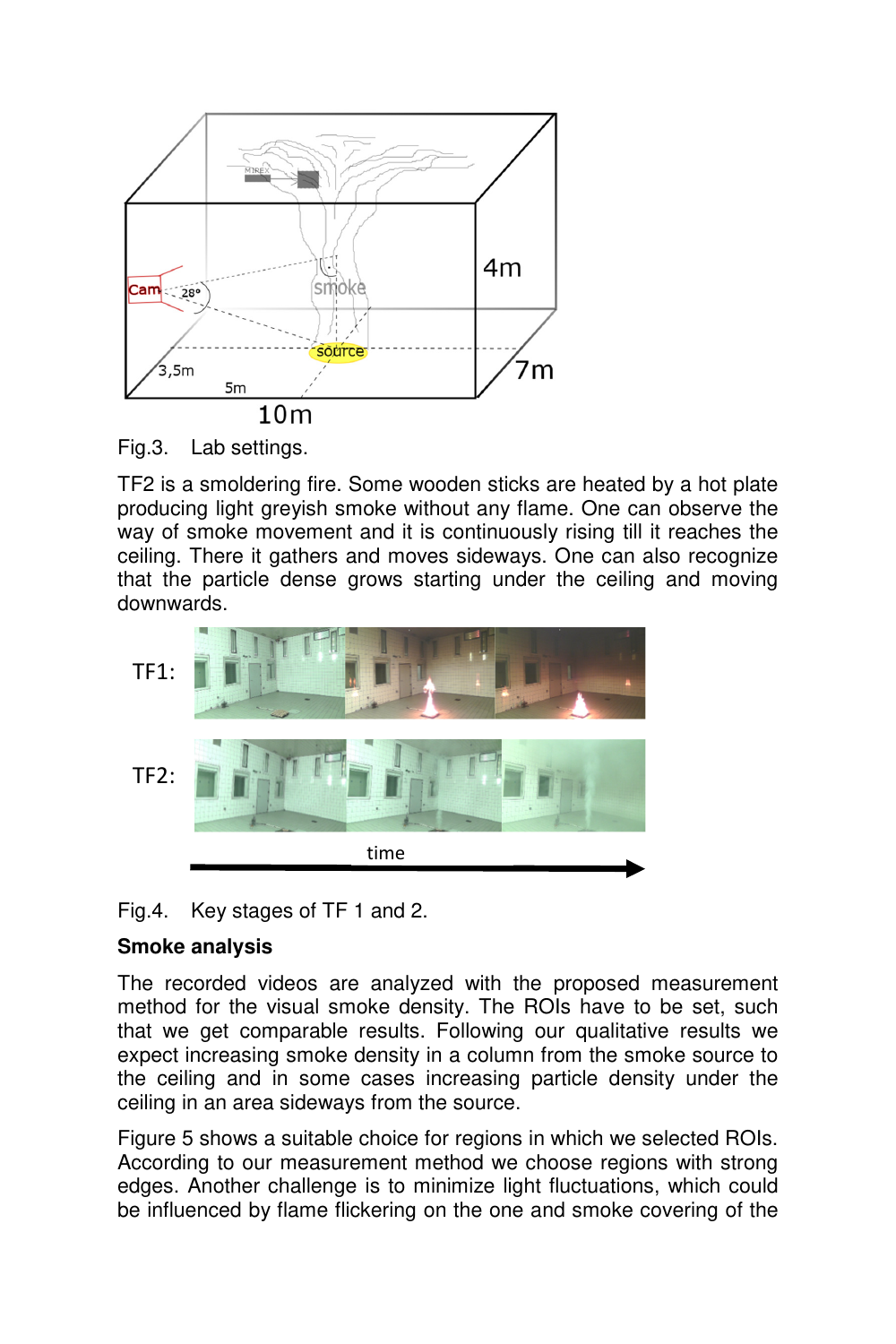Fig.3. Lab settings.

TF2 is a smoldering fire. Some wooden sticks are heated by a hot plate producing light greyish smoke without any flame. One can observe the way of smoke movement and it is continuously rising till it reaches the ceiling. There it gathers and moves sideways. One can also recognize that the particle dense grows starting under the ceiling and moving downwards.

Fig.4. Key stages of TF 1 and 2.

**Smoke analysis**

The recorded videos are analyzed with the proposed measurement method for the visual smoke density. The ROIs have to be set, such that we get comparable results. Following our qualitative results we expect increasing smoke density in a column from the smoke source to the ceiling and in some cases increasing particle density under the ceiling in an area sideways from the source.

Figure 5 shows a suitable choice for regions in which we selected ROIs. According to our measurement method we choose regions with strong edges. Another challenge is to minimize light fluctuations, which could be influenced by flame flickering on the one and smoke covering of the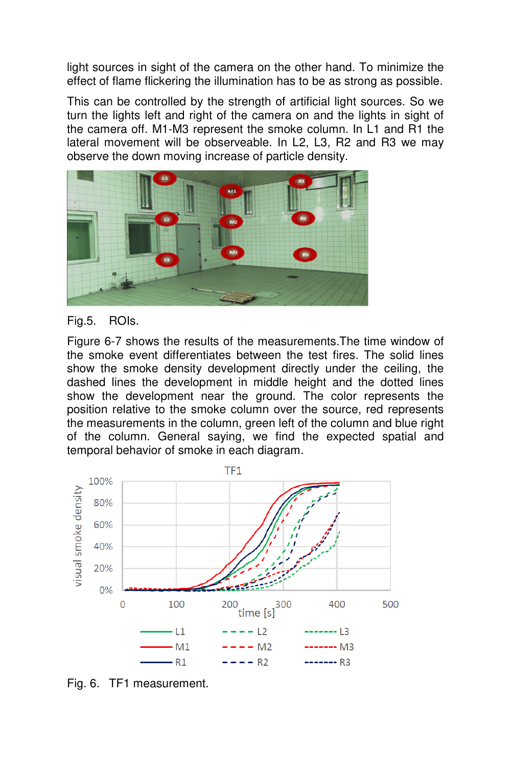light sources in sight of the camera on the other hand. To minimize the effect of flame flickering the illumination has to be as strong as possible.

This can be controlled by the strength of artificial light sources. So we turn the lights left and right of the camera on and the lights in sight of the camera off. M1-M3 represent the smoke column. In L1 and R1 the lateral movement will be observeable. In L2, L3, R2 and R3 we may observe the down moving increase of particle density.

Fig.5. ROIs.

Figure 6-7 shows the results of the measurements.The time window of the smoke event differentiates between the test fires. The solid lines show the smoke density development directly under the ceiling, the dashed lines the development in middle height and the dotted lines show the development near the ground. The color represents the position relative to the smoke column over the source, red represents the measurements in the column, green left of the column and blue right of the column. General saying, we find the expected spatial and temporal behavior of smoke in each diagram.

Fig. 6. TF1 measurement.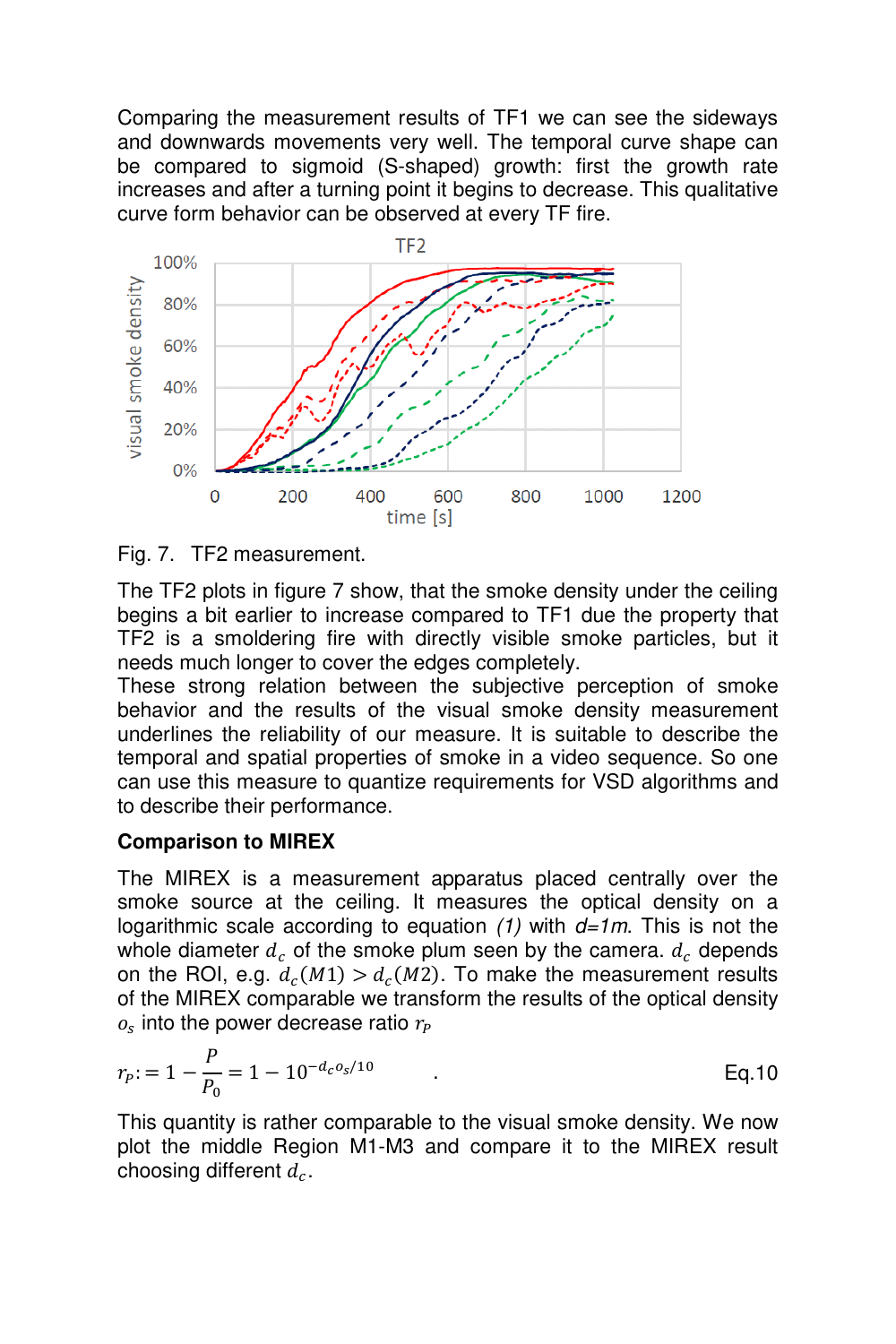Comparing the measurement results of TF1 we can see the sideways and downwards movements very well. The temporal curve shape can be compared to sigmoid (S-shaped) growth: first the growth rate increases and after a turning point it begins to decrease. This qualitative curve form behavior can be observed at every TF fire.

Fig. 7. TF2 measurement.

The TF2 plots in figure 7 show, that the smoke density under the ceiling begins a bit earlier to increase compared to TF1 due the property that TF2 is a smoldering fire with directly visible smoke particles, but it needs much longer to cover the edges completely.
These strong relation between the subjective perception of smoke behavior and the results of the visual smoke density measurement underlines the reliability of our measure. It is suitable to describe the temporal and spatial properties of smoke in a video sequence. So one can use this measure to quantize requirements for VSD algorithms and to describe their performance.

**Comparison to MIREX**

The MIREX is a measurement apparatus placed centrally over the smoke source at the ceiling. It measures the optical density on a logarithmic scale according to equation *(1)* with *d=1m*. This is not the whole diameter $d_c$ of the smoke plum seen by the camera. $d_c$ depends on the ROI, e.g. $d_c(M1) > d_c(M2)$. To make the measurement results of the MIREX comparable we transform the results of the optical density $o_s$ into the power decrease ratio $r_P$

$$r_P := 1 - \frac{P}{P_0} = 1 - 10^{-d_c o_s/10} \qquad \text{Eq.10}$$

This quantity is rather comparable to the visual smoke density. We now plot the middle Region M1-M3 and compare it to the MIREX result choosing different $d_c$.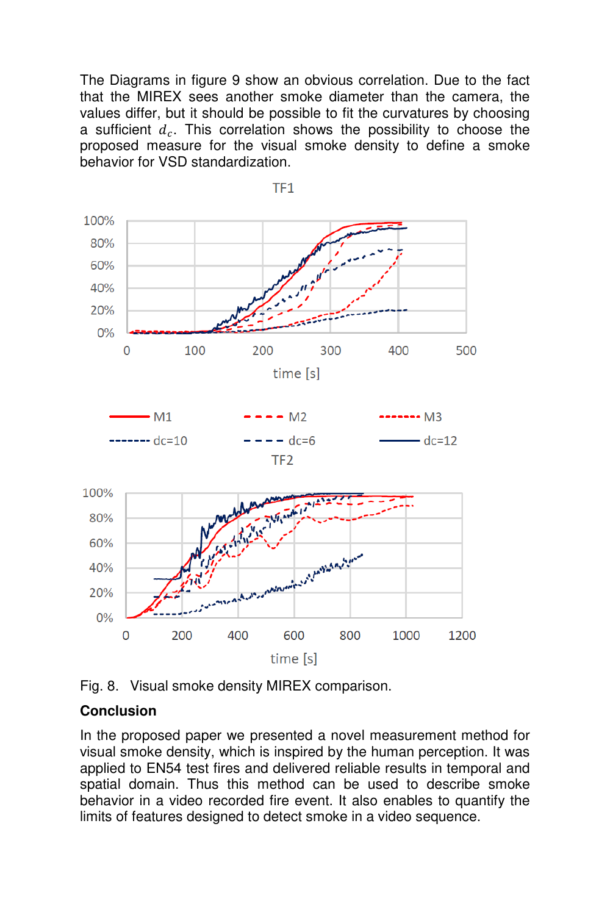The Diagrams in figure 9 show an obvious correlation. Due to the fact that the MIREX sees another smoke diameter than the camera, the values differ, but it should be possible to fit the curvatures by choosing a sufficient $d_c$. This correlation shows the possibility to choose the proposed measure for the visual smoke density to define a smoke behavior for VSD standardization.

Fig. 8. Visual smoke density MIREX comparison.

**Conclusion**

In the proposed paper we presented a novel measurement method for visual smoke density, which is inspired by the human perception. It was applied to EN54 test fires and delivered reliable results in temporal and spatial domain. Thus this method can be used to describe smoke behavior in a video recorded fire event. It also enables to quantify the limits of features designed to detect smoke in a video sequence.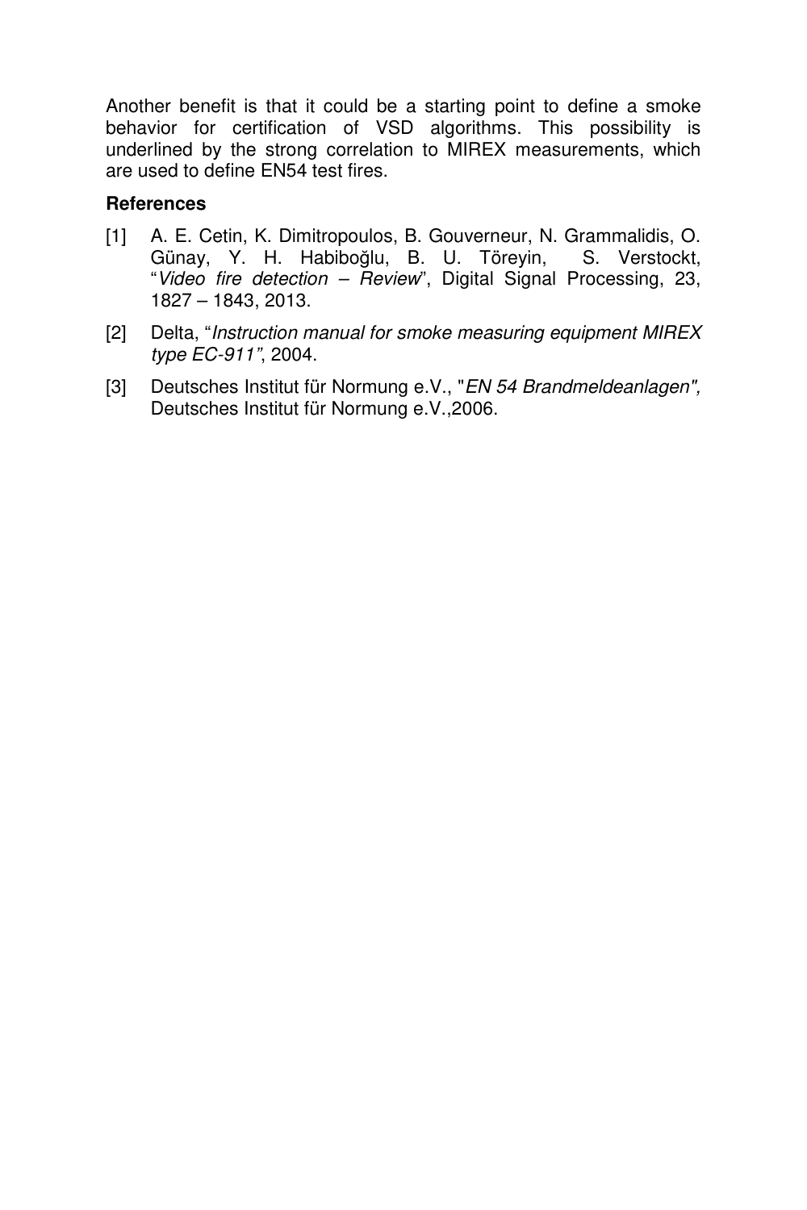Another benefit is that it could be a starting point to define a smoke behavior for certification of VSD algorithms. This possibility is underlined by the strong correlation to MIREX measurements, which are used to define EN54 test fires.

## References

[1] A. E. Cetin, K. Dimitropoulos, B. Gouverneur, N. Grammalidis, O. Günay, Y. H. Habiboğlu, B. U. Töreyin, S. Verstockt, "*Video fire detection – Review*", Digital Signal Processing, 23, 1827 – 1843, 2013.

[2] Delta, "*Instruction manual for smoke measuring equipment MIREX type EC-911*", 2004.

[3] Deutsches Institut für Normung e.V., "*EN 54 Brandmeldeanlagen",* Deutsches Institut für Normung e.V.,2006.